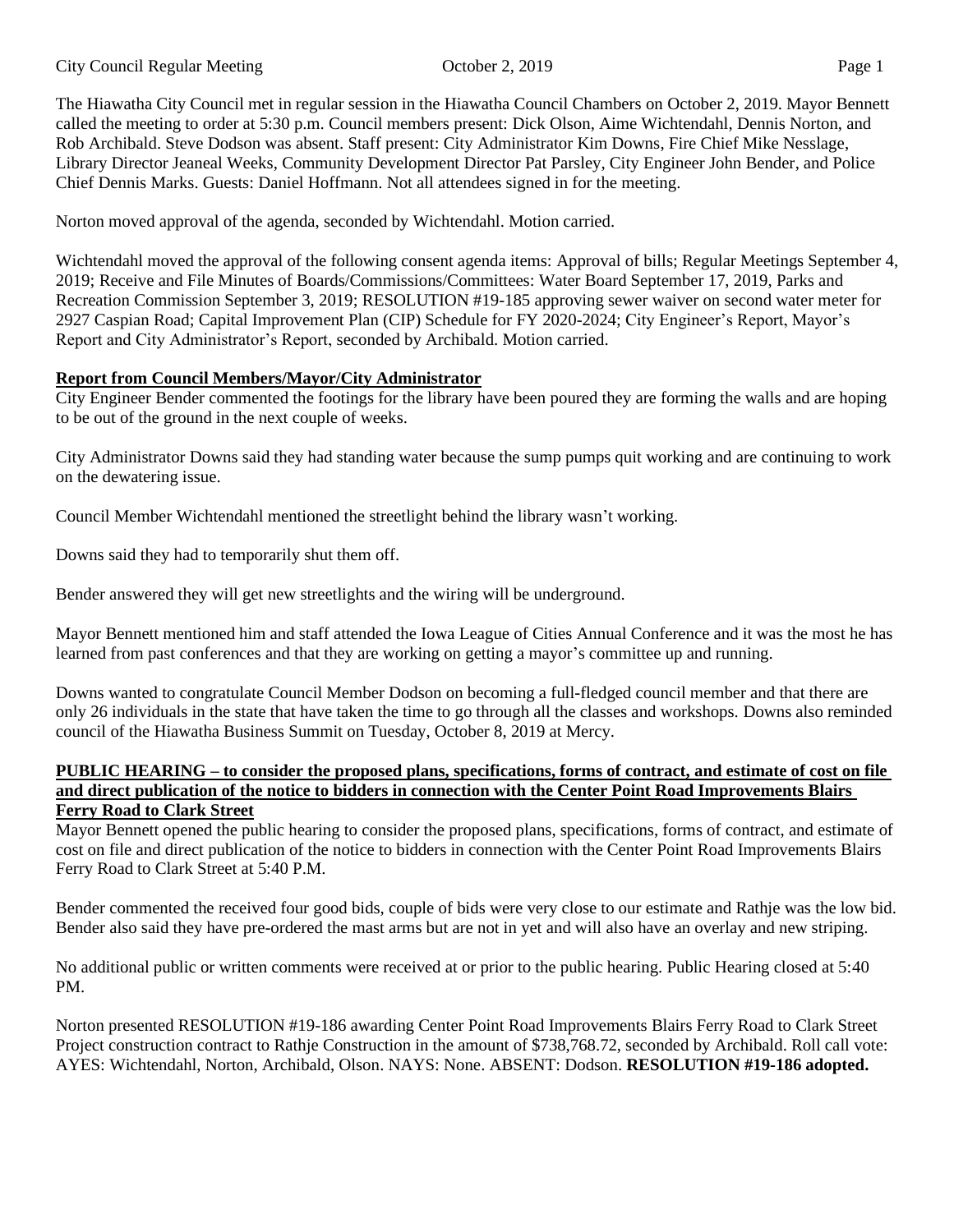The Hiawatha City Council met in regular session in the Hiawatha Council Chambers on October 2, 2019. Mayor Bennett called the meeting to order at 5:30 p.m. Council members present: Dick Olson, Aime Wichtendahl, Dennis Norton, and Rob Archibald. Steve Dodson was absent. Staff present: City Administrator Kim Downs, Fire Chief Mike Nesslage, Library Director Jeaneal Weeks, Community Development Director Pat Parsley, City Engineer John Bender, and Police Chief Dennis Marks. Guests: Daniel Hoffmann. Not all attendees signed in for the meeting.

Norton moved approval of the agenda, seconded by Wichtendahl. Motion carried.

Wichtendahl moved the approval of the following consent agenda items: Approval of bills; Regular Meetings September 4, 2019; Receive and File Minutes of Boards/Commissions/Committees: Water Board September 17, 2019, Parks and Recreation Commission September 3, 2019; RESOLUTION #19-185 approving sewer waiver on second water meter for 2927 Caspian Road; Capital Improvement Plan (CIP) Schedule for FY 2020-2024; City Engineer's Report, Mayor's Report and City Administrator's Report, seconded by Archibald. Motion carried.

**Report from Council Members/Mayor/City Administrator**

City Engineer Bender commented the footings for the library have been poured they are forming the walls and are hoping to be out of the ground in the next couple of weeks.

City Administrator Downs said they had standing water because the sump pumps quit working and are continuing to work on the dewatering issue.

Council Member Wichtendahl mentioned the streetlight behind the library wasn't working.

Downs said they had to temporarily shut them off.

Bender answered they will get new streetlights and the wiring will be underground.

Mayor Bennett mentioned him and staff attended the Iowa League of Cities Annual Conference and it was the most he has learned from past conferences and that they are working on getting a mayor's committee up and running.

Downs wanted to congratulate Council Member Dodson on becoming a full-fledged council member and that there are only 26 individuals in the state that have taken the time to go through all the classes and workshops. Downs also reminded council of the Hiawatha Business Summit on Tuesday, October 8, 2019 at Mercy.

**PUBLIC HEARING – to consider the proposed plans, specifications, forms of contract, and estimate of cost on file and direct publication of the notice to bidders in connection with the Center Point Road Improvements Blairs Ferry Road to Clark Street**

Mayor Bennett opened the public hearing to consider the proposed plans, specifications, forms of contract, and estimate of cost on file and direct publication of the notice to bidders in connection with the Center Point Road Improvements Blairs Ferry Road to Clark Street at 5:40 P.M.

Bender commented the received four good bids, couple of bids were very close to our estimate and Rathje was the low bid. Bender also said they have pre-ordered the mast arms but are not in yet and will also have an overlay and new striping.

No additional public or written comments were received at or prior to the public hearing. Public Hearing closed at 5:40 PM.

Norton presented RESOLUTION #19-186 awarding Center Point Road Improvements Blairs Ferry Road to Clark Street Project construction contract to Rathje Construction in the amount of $738,768.72, seconded by Archibald. Roll call vote: AYES: Wichtendahl, Norton, Archibald, Olson. NAYS: None. ABSENT: Dodson. **RESOLUTION #19-186 adopted.**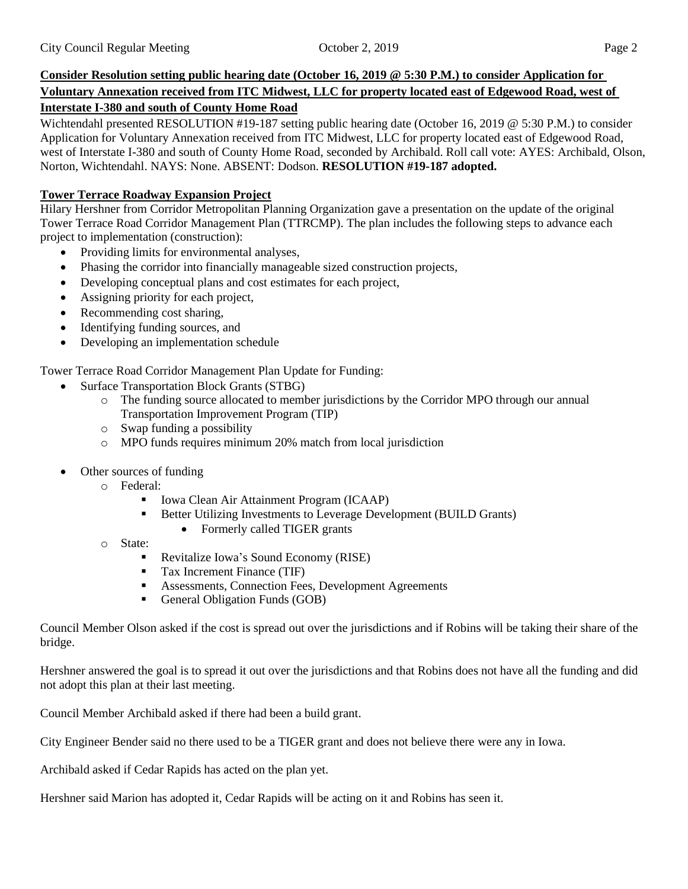**Consider Resolution setting public hearing date (October 16, 2019 @ 5:30 P.M.) to consider Application for Voluntary Annexation received from ITC Midwest, LLC for property located east of Edgewood Road, west of Interstate I-380 and south of County Home Road**

Wichtendahl presented RESOLUTION #19-187 setting public hearing date (October 16, 2019 @ 5:30 P.M.) to consider Application for Voluntary Annexation received from ITC Midwest, LLC for property located east of Edgewood Road, west of Interstate I-380 and south of County Home Road, seconded by Archibald. Roll call vote: AYES: Archibald, Olson, Norton, Wichtendahl. NAYS: None. ABSENT: Dodson. **RESOLUTION #19-187 adopted.**

**Tower Terrace Roadway Expansion Project**

Hilary Hershner from Corridor Metropolitan Planning Organization gave a presentation on the update of the original Tower Terrace Road Corridor Management Plan (TTRCMP). The plan includes the following steps to advance each project to implementation (construction):

- Providing limits for environmental analyses,
- Phasing the corridor into financially manageable sized construction projects,
- Developing conceptual plans and cost estimates for each project,
- Assigning priority for each project,
- Recommending cost sharing,
- Identifying funding sources, and
- Developing an implementation schedule

Tower Terrace Road Corridor Management Plan Update for Funding:

- Surface Transportation Block Grants (STBG)
  - The funding source allocated to member jurisdictions by the Corridor MPO through our annual Transportation Improvement Program (TIP)
  - Swap funding a possibility
  - MPO funds requires minimum 20% match from local jurisdiction
- Other sources of funding
  - Federal:
    - Iowa Clean Air Attainment Program (ICAAP)
    - Better Utilizing Investments to Leverage Development (BUILD Grants)
      - Formerly called TIGER grants
  - State:
    - Revitalize Iowa's Sound Economy (RISE)
    - Tax Increment Finance (TIF)
    - Assessments, Connection Fees, Development Agreements
    - General Obligation Funds (GOB)

Council Member Olson asked if the cost is spread out over the jurisdictions and if Robins will be taking their share of the bridge.

Hershner answered the goal is to spread it out over the jurisdictions and that Robins does not have all the funding and did not adopt this plan at their last meeting.

Council Member Archibald asked if there had been a build grant.

City Engineer Bender said no there used to be a TIGER grant and does not believe there were any in Iowa.

Archibald asked if Cedar Rapids has acted on the plan yet.

Hershner said Marion has adopted it, Cedar Rapids will be acting on it and Robins has seen it.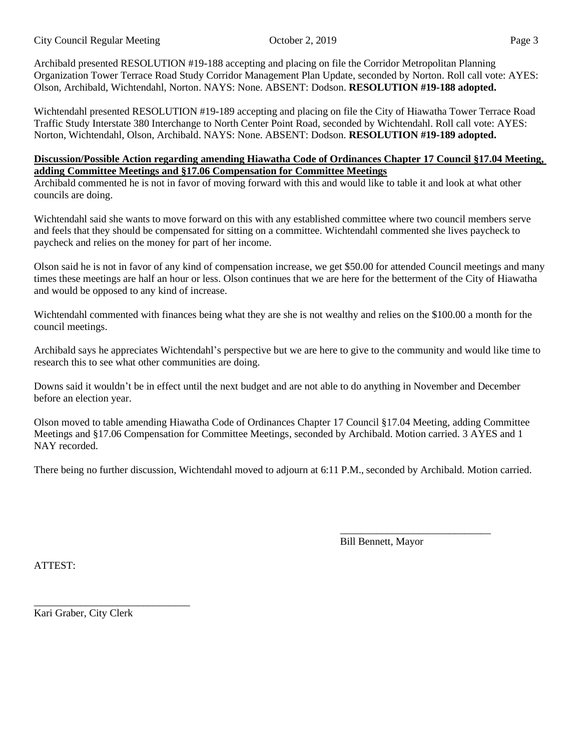Archibald presented RESOLUTION #19-188 accepting and placing on file the Corridor Metropolitan Planning Organization Tower Terrace Road Study Corridor Management Plan Update, seconded by Norton. Roll call vote: AYES: Olson, Archibald, Wichtendahl, Norton. NAYS: None. ABSENT: Dodson. **RESOLUTION #19-188 adopted.**

Wichtendahl presented RESOLUTION #19-189 accepting and placing on file the City of Hiawatha Tower Terrace Road Traffic Study Interstate 380 Interchange to North Center Point Road, seconded by Wichtendahl. Roll call vote: AYES: Norton, Wichtendahl, Olson, Archibald. NAYS: None. ABSENT: Dodson. **RESOLUTION #19-189 adopted.**

**Discussion/Possible Action regarding amending Hiawatha Code of Ordinances Chapter 17 Council §17.04 Meeting, adding Committee Meetings and §17.06 Compensation for Committee Meetings**

Archibald commented he is not in favor of moving forward with this and would like to table it and look at what other councils are doing.

Wichtendahl said she wants to move forward on this with any established committee where two council members serve and feels that they should be compensated for sitting on a committee. Wichtendahl commented she lives paycheck to paycheck and relies on the money for part of her income.

Olson said he is not in favor of any kind of compensation increase, we get $50.00 for attended Council meetings and many times these meetings are half an hour or less. Olson continues that we are here for the betterment of the City of Hiawatha and would be opposed to any kind of increase.

Wichtendahl commented with finances being what they are she is not wealthy and relies on the $100.00 a month for the council meetings.

Archibald says he appreciates Wichtendahl's perspective but we are here to give to the community and would like time to research this to see what other communities are doing.

Downs said it wouldn't be in effect until the next budget and are not able to do anything in November and December before an election year.

Olson moved to table amending Hiawatha Code of Ordinances Chapter 17 Council §17.04 Meeting, adding Committee Meetings and §17.06 Compensation for Committee Meetings, seconded by Archibald. Motion carried. 3 AYES and 1 NAY recorded.

There being no further discussion, Wichtendahl moved to adjourn at 6:11 P.M., seconded by Archibald. Motion carried.

_____________________________
Bill Bennett, Mayor

ATTEST:

_____________________________
Kari Graber, City Clerk